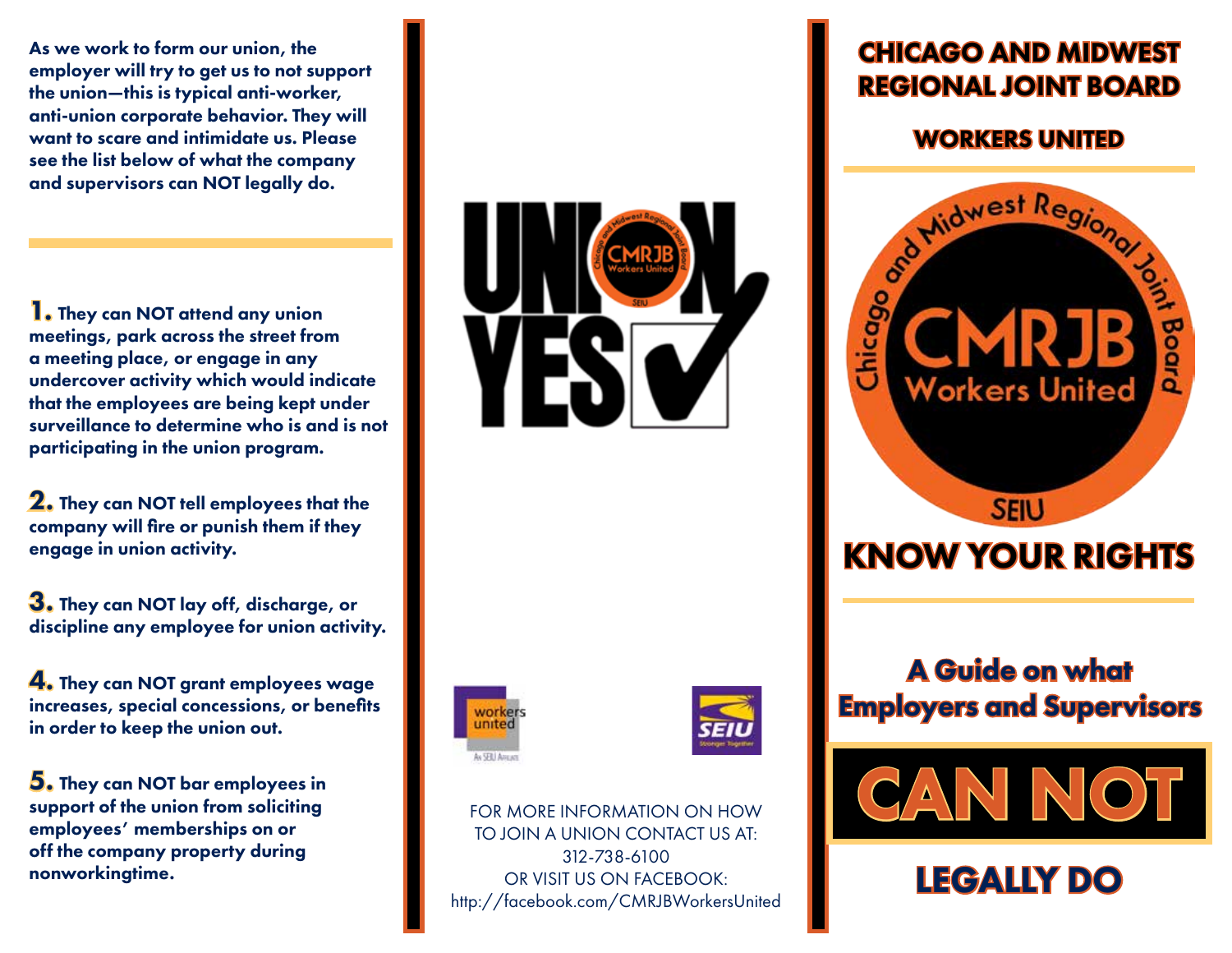As we work to form our union, the employer will try to get us to not support the union—this is typical anti-worker, anti-union corporate behavior. They will want to scare and intimidate us. Please see the list below of what the company and supervisors can NOT legally do.

**1.** They can NOT attend any union meetings, park across the street from a meeting place, or engage in any undercover activity which would indicate that the employees are being kept under surveillance to determine who is and is not participating in the union program.

**2.** They can NOT tell employees that the company will fire or punish them if they engage in union activity.

**3.** They can NOT lay off, discharge, or discipline any employee for union activity.

**4.** They can NOT grant employees wage increases, special concessions, or benefits in order to keep the union out.

**5.** They can NOT bar employees in support of the union from soliciting employees' memberships on or off the company property during nonworkingtime.

UNION YES

FOR MORE INFORMATION ON HOW TO JOIN A UNION CONTACT US AT:
312-738-6100
OR VISIT US ON FACEBOOK:
http://facebook.com/CMRJBWorkersUnited

# CHICAGO AND MIDWEST REGIONAL JOINT BOARD

## WORKERS UNITED

# KNOW YOUR RIGHTS

## A Guide on what Employers and Supervisors

# CAN NOT

## LEGALLY DO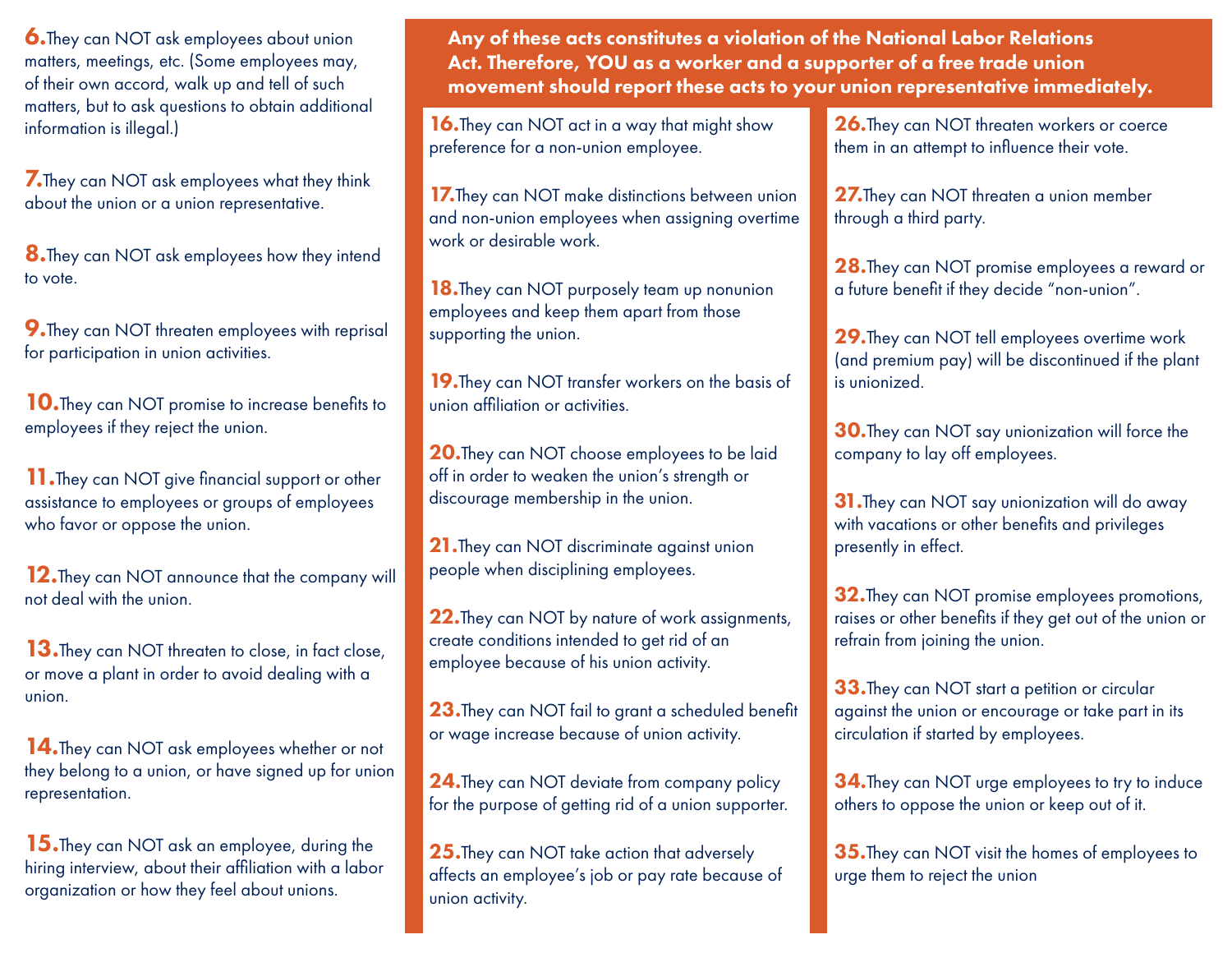6. They can NOT ask employees about union matters, meetings, etc. (Some employees may, of their own accord, walk up and tell of such matters, but to ask questions to obtain additional information is illegal.)

7. They can NOT ask employees what they think about the union or a union representative.

8. They can NOT ask employees how they intend to vote.

9. They can NOT threaten employees with reprisal for participation in union activities.

10. They can NOT promise to increase benefits to employees if they reject the union.

11. They can NOT give financial support or other assistance to employees or groups of employees who favor or oppose the union.

12. They can NOT announce that the company will not deal with the union.

13. They can NOT threaten to close, in fact close, or move a plant in order to avoid dealing with a union.

14. They can NOT ask employees whether or not they belong to a union, or have signed up for union representation.

15. They can NOT ask an employee, during the hiring interview, about their affiliation with a labor organization or how they feel about unions.

**Any of these acts constitutes a violation of the National Labor Relations Act. Therefore, YOU as a worker and a supporter of a free trade union movement should report these acts to your union representative immediately.**

16. They can NOT act in a way that might show preference for a non-union employee.

17. They can NOT make distinctions between union and non-union employees when assigning overtime work or desirable work.

18. They can NOT purposely team up nonunion employees and keep them apart from those supporting the union.

19. They can NOT transfer workers on the basis of union affiliation or activities.

20. They can NOT choose employees to be laid off in order to weaken the union's strength or discourage membership in the union.

21. They can NOT discriminate against union people when disciplining employees.

22. They can NOT by nature of work assignments, create conditions intended to get rid of an employee because of his union activity.

23. They can NOT fail to grant a scheduled benefit or wage increase because of union activity.

24. They can NOT deviate from company policy for the purpose of getting rid of a union supporter.

25. They can NOT take action that adversely affects an employee's job or pay rate because of union activity.

26. They can NOT threaten workers or coerce them in an attempt to influence their vote.

27. They can NOT threaten a union member through a third party.

28. They can NOT promise employees a reward or a future benefit if they decide "non-union".

29. They can NOT tell employees overtime work (and premium pay) will be discontinued if the plant is unionized.

30. They can NOT say unionization will force the company to lay off employees.

31. They can NOT say unionization will do away with vacations or other benefits and privileges presently in effect.

32. They can NOT promise employees promotions, raises or other benefits if they get out of the union or refrain from joining the union.

33. They can NOT start a petition or circular against the union or encourage or take part in its circulation if started by employees.

34. They can NOT urge employees to try to induce others to oppose the union or keep out of it.

35. They can NOT visit the homes of employees to urge them to reject the union